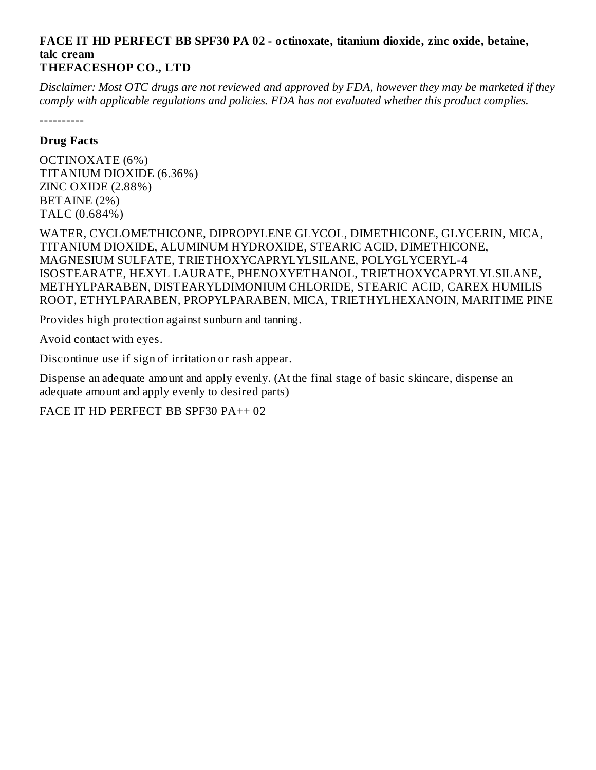**FACE IT HD PERFECT BB SPF30 PA 02 - octinoxate, titanium dioxide, zinc oxide, betaine, talc cream**
**THEFACESHOP CO., LTD**

*Disclaimer: Most OTC drugs are not reviewed and approved by FDA, however they may be marketed if they comply with applicable regulations and policies. FDA has not evaluated whether this product complies.*

----------

**Drug Facts**

OCTINOXATE (6%)
TITANIUM DIOXIDE (6.36%)
ZINC OXIDE (2.88%)
BETAINE (2%)
TALC (0.684%)

WATER, CYCLOMETHICONE, DIPROPYLENE GLYCOL, DIMETHICONE, GLYCERIN, MICA, TITANIUM DIOXIDE, ALUMINUM HYDROXIDE, STEARIC ACID, DIMETHICONE, MAGNESIUM SULFATE, TRIETHOXYCAPRYLYLSILANE, POLYGLYCERYL-4 ISOSTEARATE, HEXYL LAURATE, PHENOXYETHANOL, TRIETHOXYCAPRYLYLSILANE, METHYLPARABEN, DISTEARYLDIMONIUM CHLORIDE, STEARIC ACID, CAREX HUMILIS ROOT, ETHYLPARABEN, PROPYLPARABEN, MICA, TRIETHYLHEXANOIN, MARITIME PINE

Provides high protection against sunburn and tanning.

Avoid contact with eyes.

Discontinue use if sign of irritation or rash appear.

Dispense an adequate amount and apply evenly. (At the final stage of basic skincare, dispense an adequate amount and apply evenly to desired parts)

FACE IT HD PERFECT BB SPF30 PA++ 02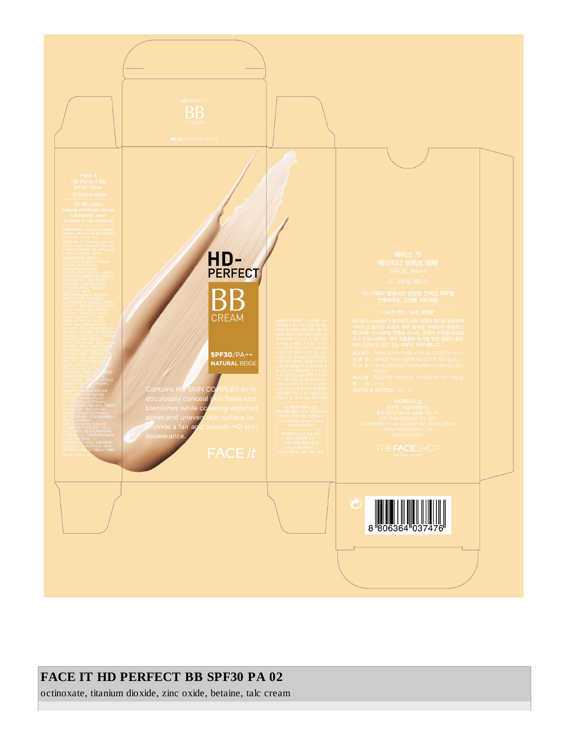HD PERFECT

BB

CREAM

NO.02 NATURAL BEIGE

Face it
HD Perfect BB
SPF30, PA++
02 Natural Beige

HD BB cream,
making actresses radiate
confidently even
in front of HD cameras

DIRECTIONS: Apply after skincare products. Blend evenly with fingertips and gently pat into skin.

CAUTION: For external use only. Avoid contact with eyes. Keep out of reach of children. Discontinue use if signs of irritation appear.

INGREDIENTS: WATER • CYCLOMETHICONE • TITANIUM DIOXIDE • ETHYLHEXYL METHOXYCINNAMATE • DIPROPYLENE GLYCOL • LAURYL PEG-9 POLYDIMETHYLSILOXYETHYL DIMETHICONE • ZINC OXIDE • GLYCERIN • HYDROGENATED POLYDECENE • BETAINE • NYLON-12 • MICA • DISTEARDIMONIUM HECTORITE • DIMETHICONE • BRASSICA OLERACEA ITALICA (BROCCOLI) SPROUT EXTRACT • BRASSICA OLERACEA ITALICA (BROCCOLI) SPROUT EXTRACT • BRASSICA NAPUS SPROUT EXTRACT • CARROT HUMULUS ROOT EXTRACT • MALUS PUMILA FRUIT EXTRACT • GALACTOARABINAN • PALMITOYL PROLINE • MAGNESIUM PALMITOYL GLUTAMATE • SODIUM PALMITOYL SARCOSINATE • TRIETHYLHEXANOIN • MAGNESIUM SULFATE • VINYL DIMETHICONE/METHICONE SILSESQUIOXANE CROSSPOLYMER • STEARIC ACID • PALMITIC ACID • DIMETHICONE • PEG-10/15 CROSSPOLYMER • HEXYL LAURATE • CETYL PEG/PPG-10/1 DIMETHICONE • DISTEARDIMONIUM CHLORIDE • DIMETHICONE/PEG-10/15 COPOLYMER • POLYGLYCERYL-4 ISOSTEARATE • TOCOPHERYL ACETATE • ... DIMETHICONE/METHICONE COPOLYMER • METHICONE • GLYCERYL POLYACRYLATE • PHYTOSTERYL/ISOSTEARYL/CETYL/STEARYL/BEHENYL DIMER DILINOLEATE • DIISOSTEARYL MALATE • PHENOXYETHANOL • METHYLPARABEN • ETHYLPARABEN • PROPYLPARABEN • TRIETHOXYCAPRYLYLSILANE • ALUMINUM HYDROXIDE • TALC • BUTYLPHENYL METHYLPROPIONAL • CITRONELLOL • HYDROXYISOHEXYL 3-CYCLOHEXENE CARBOXALDEHYDE • LIMONENE • LINALOOL • FRAGRANCE • IRON OXIDES (CI 77491, CI 77492, CI 77499)

40 ml / 1.35 fl. oz.

HD-PERFECT

BB CREAM

SPF30/PA++

NATURAL BEIGE

Contains HD SKIN COMPLEX to meticulously conceal skin flaws and blemishes while covering widened pores and uneven skin surface to provide a fair and smooth HD skin appearance.

FACE it

페이스 잇
에이치디 퍼펙트 비비
SPF30, PA++
02 내추럴 베이지

HD 카메라 앞에서도 당당한 연예인 피부를 연출해주는 고선명 비비크림

• 자외선 차단 기능성 화장품 •

HD Skin Complex가 함유되어 피부 결점과 잡티를 말끔하게 가려주고 늘어진 모공과 피부 굴곡을 커버하여 깨끗하고 매끄러운 HD 피부를 연출해 줍니다. 피부에 수분을 공급해 주고 진정시켜주는 새싹 추출물과 토레를 빛지 성분이 함유되어 건강하고 생기 있는 피부로 가꾸어줍니다.

효능효과 : 자외선으로부터 피부를 보호해 줍니다.(SPF30, PA++)
사 용 법 : 적당량을 취하여 얼굴에 부드럽게 펴 발라 줍니다.
주 성 분 : 티타늄디옥사이드, 에틸헥실메톡시신나메이트, 징크옥사이드
표시성분 : 메칠파라벤, 에칠파라벤, 프로필파라벤, 페녹시에탄올
용 량 : 40 ml
제조번호 및 제조연월일 : 별도 표기

㈜더페이스샵
제조원 : 씨엘시생활건강
충북 청주시 흥덕구 송정동 150-32
DIST. THEFACESHOP CO., LTD.
92 SINMUNNO 2-GA, JONGNO-GU, SEOUL, KOREA
WWW.THEFACESHOP.COM
MADE IN KOREA

THEFACESHOP
NATURAL STORY

8 806364 037476

# FACE IT HD PERFECT BB SPF30 PA 02

octinoxate, titanium dioxide, zinc oxide, betaine, talc cream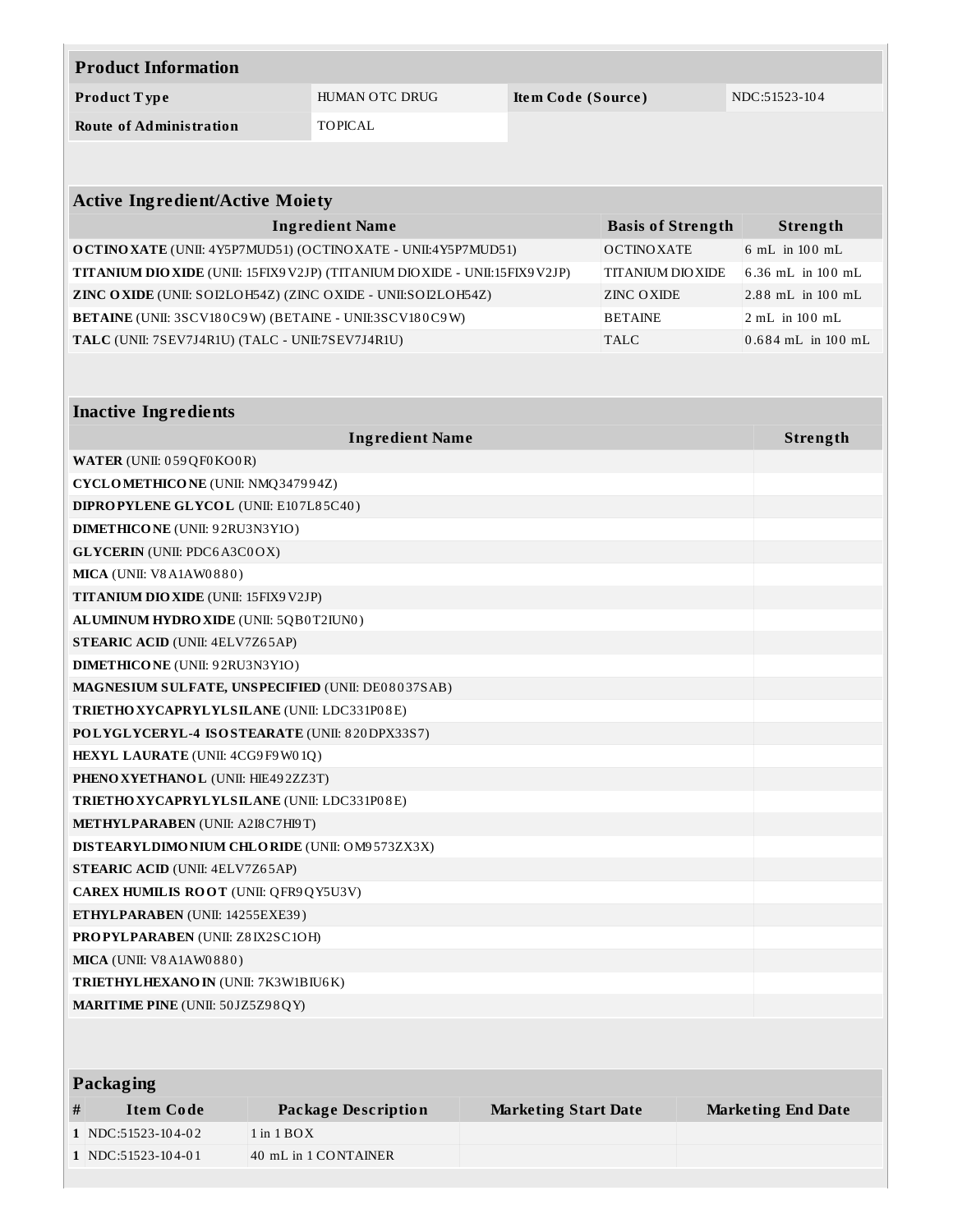## Product Information

| | | | |
|---|---|---|---|
| **Product Type** | HUMAN OTC DRUG | **Item Code (Source)** | NDC:51523-104 |
| **Route of Administration** | TOPICAL | | |

## Active Ingredient/Active Moiety

| Ingredient Name | Basis of Strength | Strength |
|---|---|---|
| **OCTINOXATE** (UNII: 4Y5P7MUD51) (OCTINOXATE - UNII:4Y5P7MUD51) | OCTINOXATE | 6 mL in 100 mL |
| **TITANIUM DIOXIDE** (UNII: 15FIX9V2JP) (TITANIUM DIOXIDE - UNII:15FIX9V2JP) | TITANIUM DIOXIDE | 6.36 mL in 100 mL |
| **ZINC OXIDE** (UNII: SOI2LOH54Z) (ZINC OXIDE - UNII:SOI2LOH54Z) | ZINC OXIDE | 2.88 mL in 100 mL |
| **BETAINE** (UNII: 3SCV180C9W) (BETAINE - UNII:3SCV180C9W) | BETAINE | 2 mL in 100 mL |
| **TALC** (UNII: 7SEV7J4R1U) (TALC - UNII:7SEV7J4R1U) | TALC | 0.684 mL in 100 mL |

## Inactive Ingredients

| Ingredient Name | Strength |
|---|---|
| **WATER** (UNII: 059QF0KO0R) | |
| **CYCLOMETHICONE** (UNII: NMQ347994Z) | |
| **DIPROPYLENE GLYCOL** (UNII: E107L85C40) | |
| **DIMETHICONE** (UNII: 92RU3N3Y1O) | |
| **GLYCERIN** (UNII: PDC6A3C0OX) | |
| **MICA** (UNII: V8A1AW0880) | |
| **TITANIUM DIOXIDE** (UNII: 15FIX9V2JP) | |
| **ALUMINUM HYDROXIDE** (UNII: 5QB0T2IUN0) | |
| **STEARIC ACID** (UNII: 4ELV7Z65AP) | |
| **DIMETHICONE** (UNII: 92RU3N3Y1O) | |
| **MAGNESIUM SULFATE, UNSPECIFIED** (UNII: DE08037SAB) | |
| **TRIETHOXYCAPRYLYLSILANE** (UNII: LDC331P08E) | |
| **POLYGLYCERYL-4 ISOSTEARATE** (UNII: 820DPX33S7) | |
| **HEXYL LAURATE** (UNII: 4CG9F9W01Q) | |
| **PHENOXYETHANOL** (UNII: HIE492ZZ3T) | |
| **TRIETHOXYCAPRYLYLSILANE** (UNII: LDC331P08E) | |
| **METHYLPARABEN** (UNII: A2I8C7HI9T) | |
| **DISTEARYLDIMONIUM CHLORIDE** (UNII: OM9573ZX3X) | |
| **STEARIC ACID** (UNII: 4ELV7Z65AP) | |
| **CAREX HUMILIS ROOT** (UNII: QFR9QY5U3V) | |
| **ETHYLPARABEN** (UNII: 14255EXE39) | |
| **PROPYLPARABEN** (UNII: Z8IX2SC1OH) | |
| **MICA** (UNII: V8A1AW0880) | |
| **TRIETHYLHEXANOIN** (UNII: 7K3W1BIU6K) | |
| **MARITIME PINE** (UNII: 50JZ5Z98QY) | |

## Packaging

| # | Item Code | Package Description | Marketing Start Date | Marketing End Date |
|---|---|---|---|---|
| 1 | NDC:51523-104-02 | 1 in 1 BOX | | |
| 1 | NDC:51523-104-01 | 40 mL in 1 CONTAINER | | |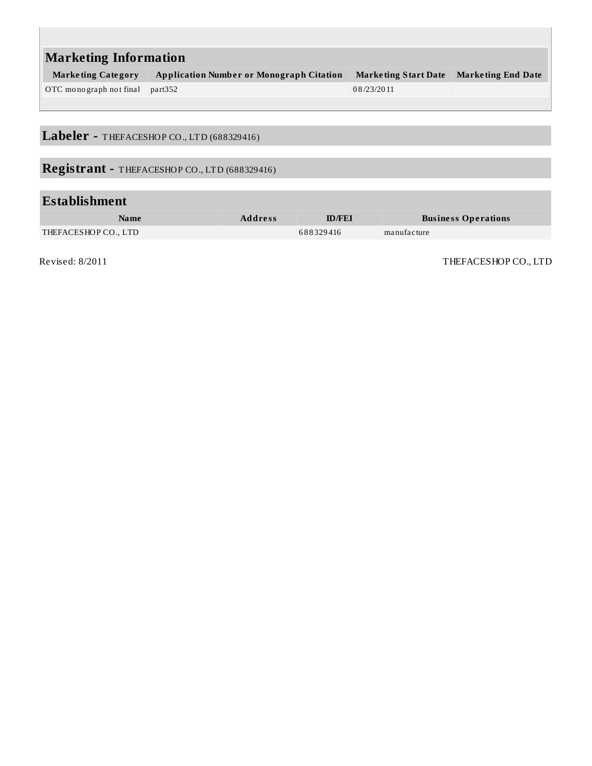## Marketing Information

| Marketing Category | Application Number or Monograph Citation | Marketing Start Date | Marketing End Date |
|---|---|---|---|
| OTC monograph not final | part352 | 08/23/2011 | |

## Labeler - THEFACESHOP CO., LTD (688329416)

## Registrant - THEFACESHOP CO., LTD (688329416)

## Establishment

| Name | Address | ID/FEI | Business Operations |
|---|---|---|---|
| THEFACESHOP CO., LTD | | 688329416 | manufacture |

Revised: 8/2011

THEFACESHOP CO., LTD